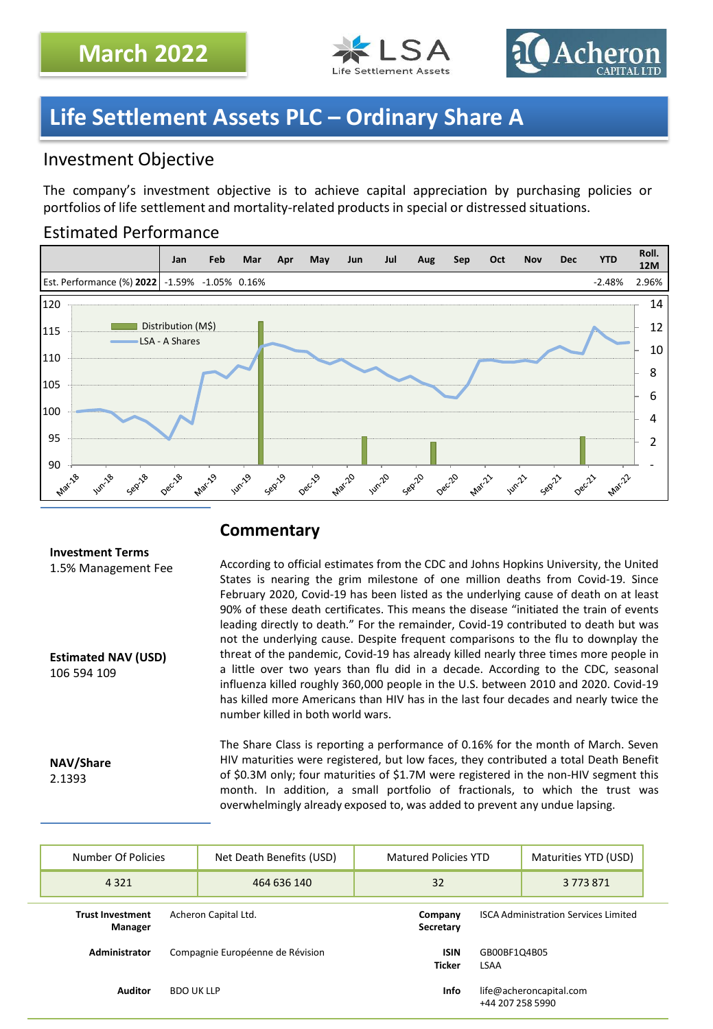March 2022

LSA Life Settlement Assets

Acheron CAPITAL LTD

# Life Settlement Assets PLC – Ordinary Share A

## Investment Objective

The company's investment objective is to achieve capital appreciation by purchasing policies or portfolios of life settlement and mortality-related products in special or distressed situations.

## Estimated Performance

| | Jan | Feb | Mar | Apr | May | Jun | Jul | Aug | Sep | Oct | Nov | Dec | YTD | Roll. 12M |
|---|---|---|---|---|---|---|---|---|---|---|---|---|---|---|
| Est. Performance (%) **2022** | -1.59% | -1.05% | 0.16% | | | | | | | | | | -2.48% | 2.96% |

**Investment Terms**
1.5% Management Fee

**Estimated NAV (USD)**
106 594 109

**NAV/Share**
2.1393

## Commentary

According to official estimates from the CDC and Johns Hopkins University, the United States is nearing the grim milestone of one million deaths from Covid-19. Since February 2020, Covid-19 has been listed as the underlying cause of death on at least 90% of these death certificates. This means the disease "initiated the train of events leading directly to death." For the remainder, Covid-19 contributed to death but was not the underlying cause. Despite frequent comparisons to the flu to downplay the threat of the pandemic, Covid-19 has already killed nearly three times more people in a little over two years than flu did in a decade. According to the CDC, seasonal influenza killed roughly 360,000 people in the U.S. between 2010 and 2020. Covid-19 has killed more Americans than HIV has in the last four decades and nearly twice the number killed in both world wars.

The Share Class is reporting a performance of 0.16% for the month of March. Seven HIV maturities were registered, but low faces, they contributed a total Death Benefit of $0.3M only; four maturities of $1.7M were registered in the non-HIV segment this month. In addition, a small portfolio of fractionals, to which the trust was overwhelmingly already exposed to, was added to prevent any undue lapsing.

| Number Of Policies | Net Death Benefits (USD) | Matured Policies YTD | Maturities YTD (USD) |
|---|---|---|---|
| 4 321 | 464 636 140 | 32 | 3 773 871 |

| | | | |
|---|---|---|---|
| **Trust Investment Manager** | Acheron Capital Ltd. | **Company Secretary** | ISCA Administration Services Limited |
| **Administrator** | Compagnie Européenne de Révision | **ISIN Ticker** | GB00BF1Q4B05 LSAA |
| **Auditor** | BDO UK LLP | **Info** | life@acheroncapital.com +44 207 258 5990 |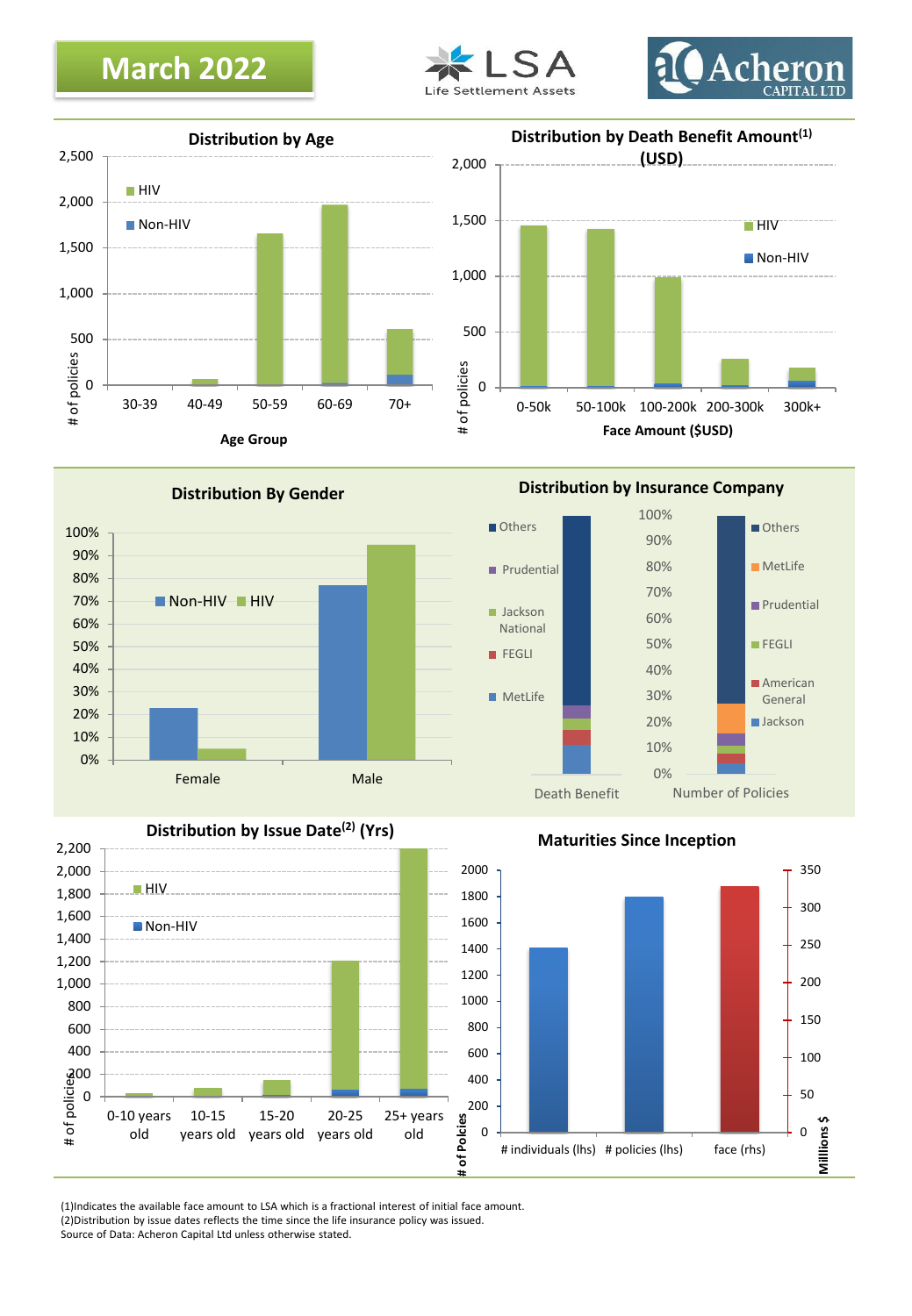# March 2022

LSA Life Settlement Assets

Acheron CAPITAL LTD

## Distribution by Age

Legend: HIV, Non-HIV

Y-axis: # of policies (0, 500, 1,000, 1,500, 2,000, 2,500)

X-axis: Age Group (30-39, 40-49, 50-59, 60-69, 70+)

## Distribution by Death Benefit Amount[(1)] (USD)

Legend: HIV, Non-HIV

Y-axis: # of policies (0, 500, 1,000, 1,500, 2,000)

X-axis: Face Amount ($USD) (0-50k, 50-100k, 100-200k, 200-300k, 300k+)

## Distribution By Gender

Legend: Non-HIV, HIV

Y-axis: 0%, 10%, 20%, 30%, 40%, 50%, 60%, 70%, 80%, 90%, 100%

X-axis: Female, Male

## Distribution by Insurance Company

Death Benefit legend: Others, Prudential, Jackson National, FEGLI, MetLife

Number of Policies legend: Others, MetLife, Prudential, FEGLI, American General, Jackson

Y-axis: 0%, 10%, 20%, 30%, 40%, 50%, 60%, 70%, 80%, 90%, 100%

X-axis: Death Benefit, Number of Policies

## Distribution by Issue Date[(2)] (Yrs)

Legend: HIV, Non-HIV

Y-axis: # of policies (0, 200, 400, 600, 800, 1,000, 1,200, 1,400, 1,600, 1,800, 2,000, 2,200)

X-axis: 0-10 years old, 10-15 years old, 15-20 years old, 20-25 years old, 25+ years old

## Maturities Since Inception

Left axis: # of Policies (0, 200, 400, 600, 800, 1000, 1200, 1400, 1600, 1800, 2000)

Right axis: Millions $ (0, 50, 100, 150, 200, 250, 300, 350)

X-axis: # individuals (lhs), # policies (lhs), face (rhs)

(1)Indicates the available face amount to LSA which is a fractional interest of initial face amount.
(2)Distribution by issue dates reflects the time since the life insurance policy was issued.
Source of Data: Acheron Capital Ltd unless otherwise stated.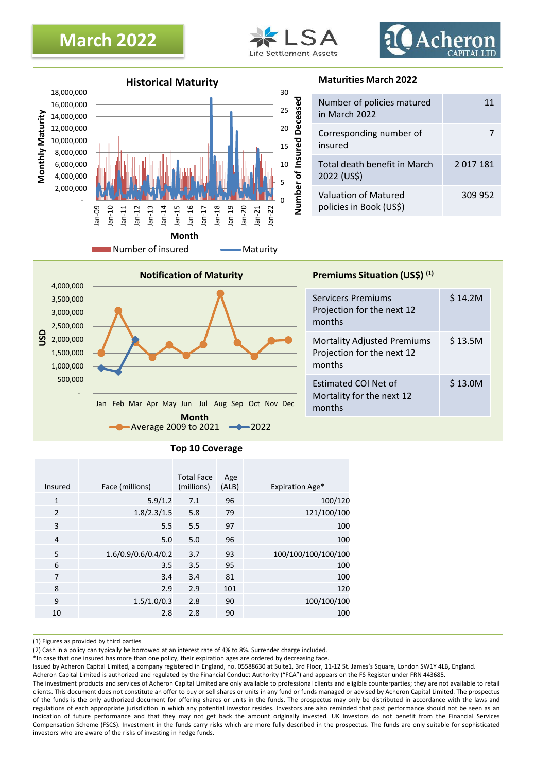# March 2022

LSA Life Settlement Assets

Acheron CAPITAL LTD

## Historical Maturity

Monthly Maturity

18,000,000
16,000,000
14,000,000
12,000,000
10,000,000
8,000,000
6,000,000
4,000,000
2,000,000
-

Number of Insured Deceased

30
25
20
15
10
5
0

Jan-09 Jan-10 Jan-11 Jan-12 Jan-13 Jan-14 Jan-15 Jan-16 Jan-17 Jan-18 Jan-19 Jan-20 Jan-21 Jan-22

Month

Number of insured    Maturity

## Maturities March 2022

| | |
|---|---|
| Number of policies matured in March 2022 | 11 |
| Corresponding number of insured | 7 |
| Total death benefit in March 2022 (US$) | 2 017 181 |
| Valuation of Matured policies in Book (US$) | 309 952 |

## Notification of Maturity

USD

4,000,000
3,500,000
3,000,000
2,500,000
2,000,000
1,500,000
1,000,000
500,000
-

Jan Feb Mar Apr May Jun Jul Aug Sep Oct Nov Dec

Month

Average 2009 to 2021    2022

## Premiums Situation (US$) [1]

| | |
|---|---|
| Servicers Premiums Projection for the next 12 months | $ 14.2M |
| Mortality Adjusted Premiums Projection for the next 12 months | $ 13.5M |
| Estimated COI Net of Mortality for the next 12 months | $ 13.0M |

## Top 10 Coverage

| Insured | Face (millions) | Total Face (millions) | Age (ALB) | Expiration Age* |
|---|---|---|---|---|
| 1 | 5.9/1.2 | 7.1 | 96 | 100/120 |
| 2 | 1.8/2.3/1.5 | 5.8 | 79 | 121/100/100 |
| 3 | 5.5 | 5.5 | 97 | 100 |
| 4 | 5.0 | 5.0 | 96 | 100 |
| 5 | 1.6/0.9/0.6/0.4/0.2 | 3.7 | 93 | 100/100/100/100/100 |
| 6 | 3.5 | 3.5 | 95 | 100 |
| 7 | 3.4 | 3.4 | 81 | 100 |
| 8 | 2.9 | 2.9 | 101 | 120 |
| 9 | 1.5/1.0/0.3 | 2.8 | 90 | 100/100/100 |
| 10 | 2.8 | 2.8 | 90 | 100 |

(1) Figures as provided by third parties

(2) Cash in a policy can typically be borrowed at an interest rate of 4% to 8%. Surrender charge included.

*In case that one insured has more than one policy, their expiration ages are ordered by decreasing face.

Issued by Acheron Capital Limited, a company registered in England, no. 05588630 at Suite1, 3rd Floor, 11-12 St. James's Square, London SW1Y 4LB, England.

Acheron Capital Limited is authorized and regulated by the Financial Conduct Authority ("FCA") and appears on the FS Register under FRN 443685.

The investment products and services of Acheron Capital Limited are only available to professional clients and eligible counterparties; they are not available to retail clients. This document does not constitute an offer to buy or sell shares or units in any fund or funds managed or advised by Acheron Capital Limited. The prospectus of the funds is the only authorized document for offering shares or units in the funds. The prospectus may only be distributed in accordance with the laws and regulations of each appropriate jurisdiction in which any potential investor resides. Investors are also reminded that past performance should not be seen as an indication of future performance and that they may not get back the amount originally invested. UK Investors do not benefit from the Financial Services Compensation Scheme (FSCS). Investment in the funds carry risks which are more fully described in the prospectus. The funds are only suitable for sophisticated investors who are aware of the risks of investing in hedge funds.